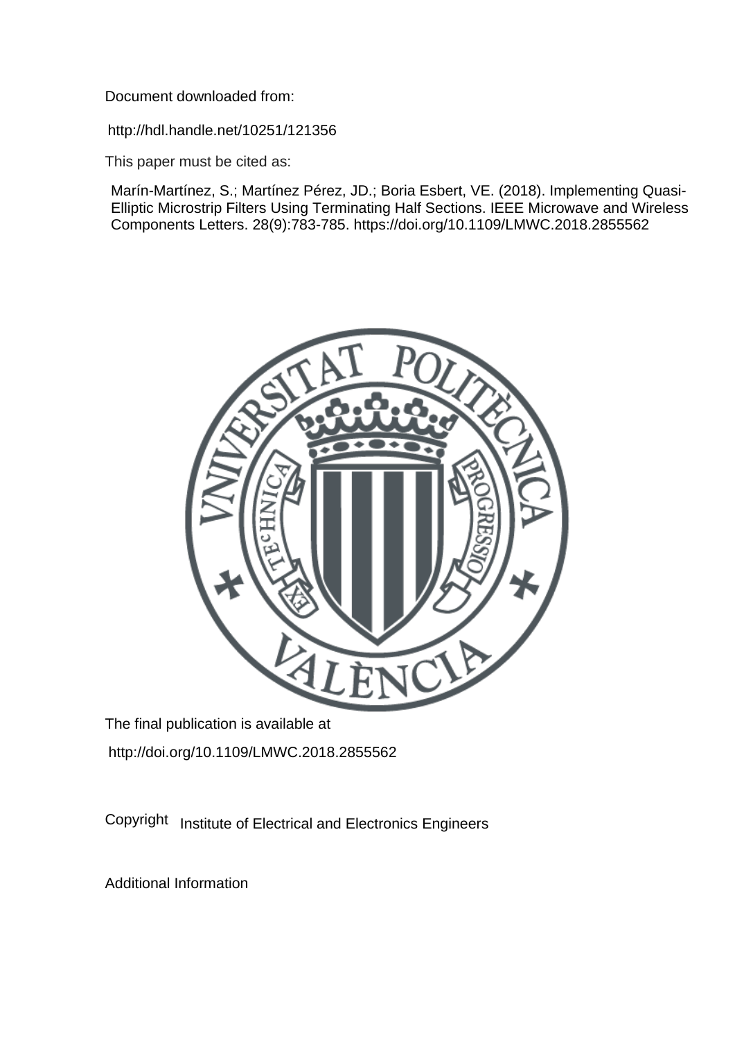Document downloaded from:

http://hdl.handle.net/10251/121356

This paper must be cited as:

Marín-Martínez, S.; Martínez Pérez, JD.; Boria Esbert, VE. (2018). Implementing Quasi-Elliptic Microstrip Filters Using Terminating Half Sections. IEEE Microwave and Wireless Components Letters. 28(9):783-785. https://doi.org/10.1109/LMWC.2018.2855562

The final publication is available at

http://doi.org/10.1109/LMWC.2018.2855562

Copyright Institute of Electrical and Electronics Engineers

Additional Information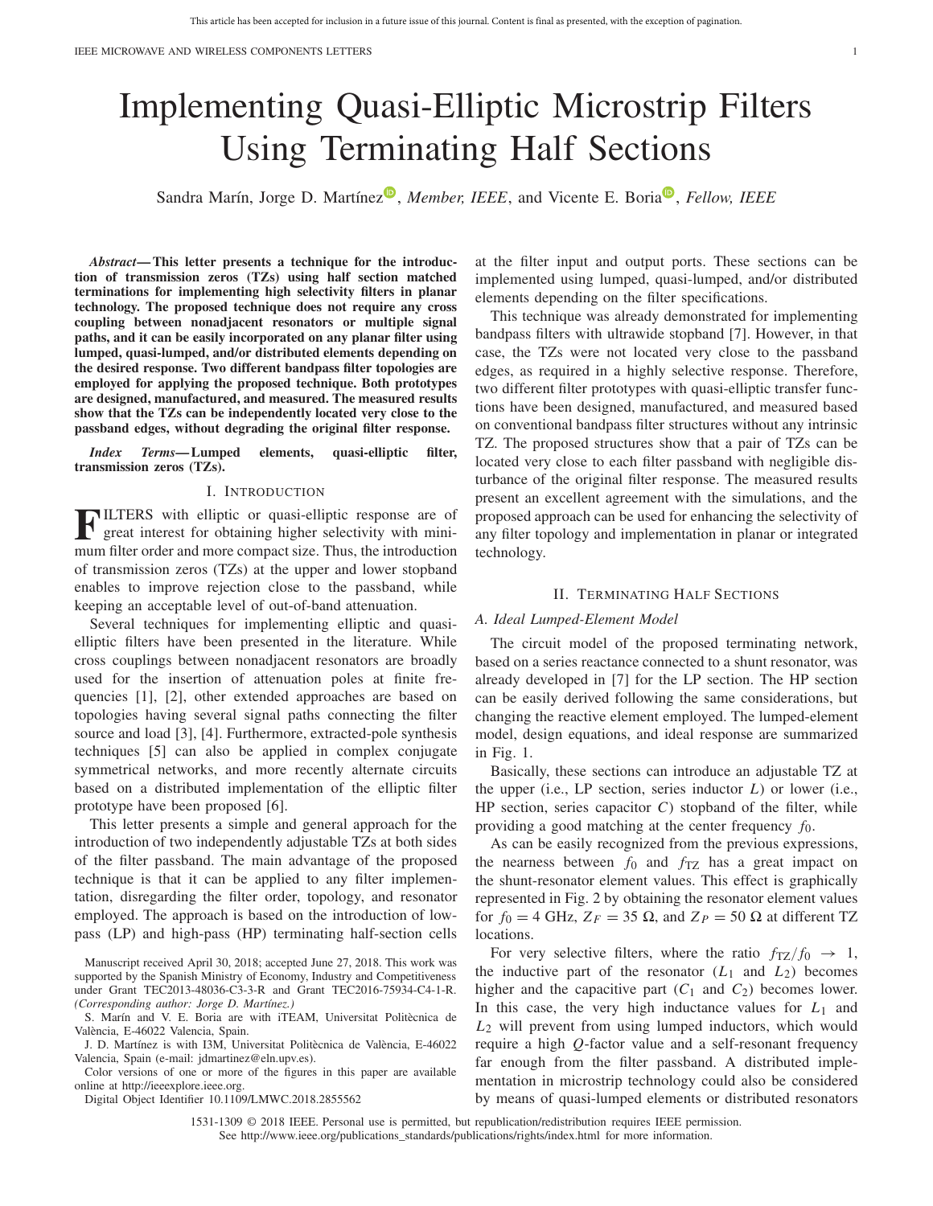# Implementing Quasi-Elliptic Microstrip Filters Using Terminating Half Sections

Sandra Marín, Jorge D. Martínez, *Member, IEEE*, and Vicente E. Boria, *Fellow, IEEE*

***Abstract*— This letter presents a technique for the introduction of transmission zeros (TZs) using half section matched terminations for implementing high selectivity filters in planar technology. The proposed technique does not require any cross coupling between nonadjacent resonators or multiple signal paths, and it can be easily incorporated on any planar filter using lumped, quasi-lumped, and/or distributed elements depending on the desired response. Two different bandpass filter topologies are employed for applying the proposed technique. Both prototypes are designed, manufactured, and measured. The measured results show that the TZs can be independently located very close to the passband edges, without degrading the original filter response.**

***Index Terms*— Lumped elements, quasi-elliptic filter, transmission zeros (TZs).**

## I. Introduction

FILTERS with elliptic or quasi-elliptic response are of great interest for obtaining higher selectivity with minimum filter order and more compact size. Thus, the introduction of transmission zeros (TZs) at the upper and lower stopband enables to improve rejection close to the passband, while keeping an acceptable level of out-of-band attenuation.

Several techniques for implementing elliptic and quasi-elliptic filters have been presented in the literature. While cross couplings between nonadjacent resonators are broadly used for the insertion of attenuation poles at finite frequencies [1], [2], other extended approaches are based on topologies having several signal paths connecting the filter source and load [3], [4]. Furthermore, extracted-pole synthesis techniques [5] can also be applied in complex conjugate symmetrical networks, and more recently alternate circuits based on a distributed implementation of the elliptic filter prototype have been proposed [6].

This letter presents a simple and general approach for the introduction of two independently adjustable TZs at both sides of the filter passband. The main advantage of the proposed technique is that it can be applied to any filter implementation, disregarding the filter order, topology, and resonator employed. The approach is based on the introduction of low-pass (LP) and high-pass (HP) terminating half-section cells at the filter input and output ports. These sections can be implemented using lumped, quasi-lumped, and/or distributed elements depending on the filter specifications.

This technique was already demonstrated for implementing bandpass filters with ultrawide stopband [7]. However, in that case, the TZs were not located very close to the passband edges, as required in a highly selective response. Therefore, two different filter prototypes with quasi-elliptic transfer functions have been designed, manufactured, and measured based on conventional bandpass filter structures without any intrinsic TZ. The proposed structures show that a pair of TZs can be located very close to each filter passband with negligible disturbance of the original filter response. The measured results present an excellent agreement with the simulations, and the proposed approach can be used for enhancing the selectivity of any filter topology and implementation in planar or integrated technology.

Manuscript received April 30, 2018; accepted June 27, 2018. This work was supported by the Spanish Ministry of Economy, Industry and Competitiveness under Grant TEC2013-48036-C3-3-R and Grant TEC2016-75934-C4-1-R. *(Corresponding author: Jorge D. Martínez.)*

S. Marín and V. E. Boria are with iTEAM, Universitat Politècnica de València, E-46022 Valencia, Spain.

J. D. Martínez is with I3M, Universitat Politècnica de València, E-46022 Valencia, Spain (e-mail: jdmartinez@eln.upv.es).

Color versions of one or more of the figures in this paper are available online at http://ieeexplore.ieee.org.

Digital Object Identifier 10.1109/LMWC.2018.2855562

## II. Terminating Half Sections

### A. Ideal Lumped-Element Model

The circuit model of the proposed terminating network, based on a series reactance connected to a shunt resonator, was already developed in [7] for the LP section. The HP section can be easily derived following the same considerations, but changing the reactive element employed. The lumped-element model, design equations, and ideal response are summarized in Fig. 1.

Basically, these sections can introduce an adjustable TZ at the upper (i.e., LP section, series inductor $L$) or lower (i.e., HP section, series capacitor $C$) stopband of the filter, while providing a good matching at the center frequency $f_0$.

As can be easily recognized from the previous expressions, the nearness between $f_0$ and $f_{\mathrm{TZ}}$ has a great impact on the shunt-resonator element values. This effect is graphically represented in Fig. 2 by obtaining the resonator element values for $f_0 = 4$ GHz, $Z_F = 35\ \Omega$, and $Z_P = 50\ \Omega$ at different TZ locations.

For very selective filters, where the ratio $f_{\mathrm{TZ}}/f_0 \rightarrow 1$, the inductive part of the resonator ($L_1$ and $L_2$) becomes higher and the capacitive part ($C_1$ and $C_2$) becomes lower. In this case, the very high inductance values for $L_1$ and $L_2$ will prevent from using lumped inductors, which would require a high $Q$-factor value and a self-resonant frequency far enough from the filter passband. A distributed implementation in microstrip technology could also be considered by means of quasi-lumped elements or distributed resonators

1531-1309 © 2018 IEEE. Personal use is permitted, but republication/redistribution requires IEEE permission. See http://www.ieee.org/publications_standards/publications/rights/index.html for more information.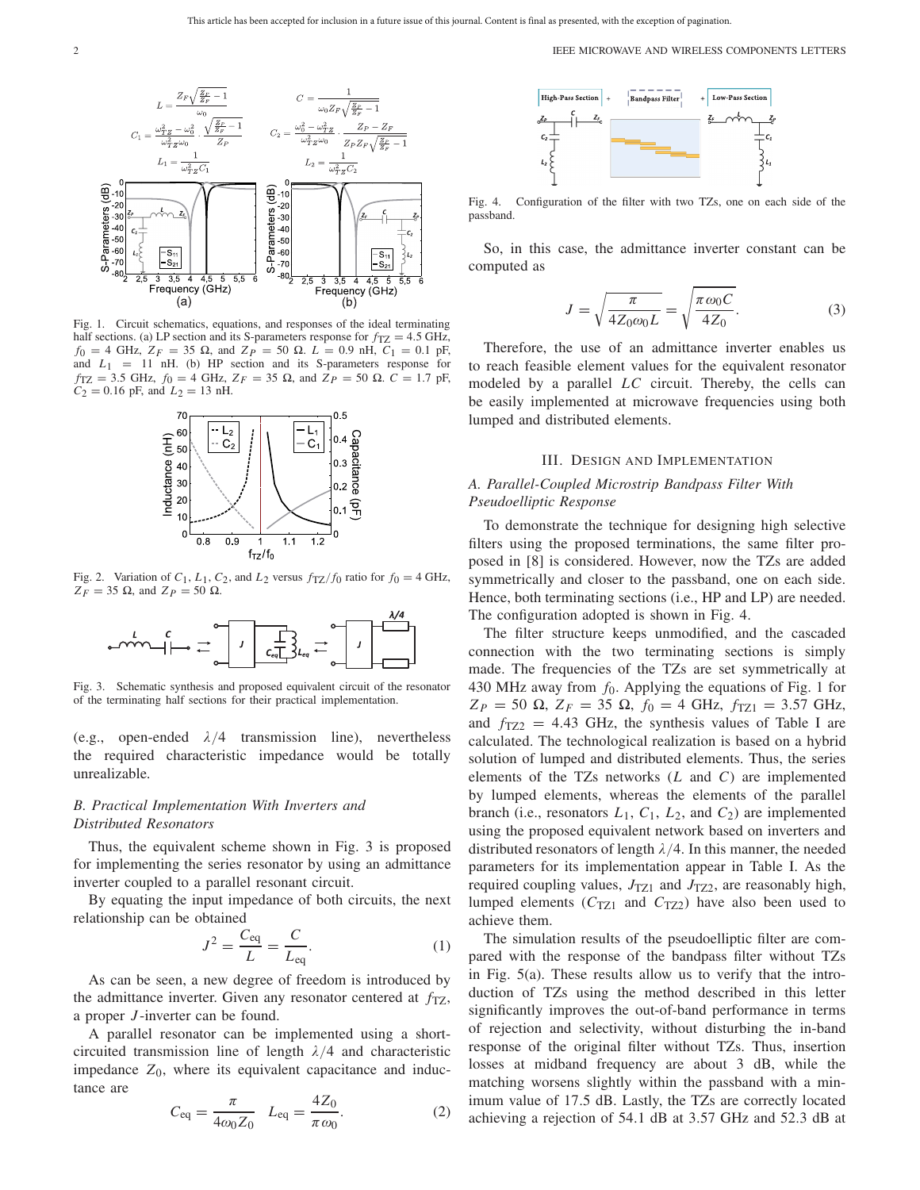$$L = \frac{Z_F\sqrt{\frac{Z_P}{Z_F}-1}}{\omega_0} \qquad C = \frac{1}{\omega_0 Z_F\sqrt{\frac{Z_P}{Z_F}-1}}$$

$$C_1 = \frac{\omega_{TZ}^2-\omega_0^2}{\omega_{TZ}^2\omega_0}\cdot\frac{\sqrt{\frac{Z_P}{Z_F}-1}}{Z_P} \qquad C_2 = \frac{\omega_0^2-\omega_{TZ}^2}{\omega_{TZ}^2\omega_0}\cdot\frac{Z_P-Z_F}{Z_P Z_F\sqrt{\frac{Z_P}{Z_F}-1}}$$

$$L_1 = \frac{1}{\omega_{TZ}^2 C_1} \qquad L_2 = \frac{1}{\omega_{TZ}^2 C_2}$$

Fig. 1. Circuit schematics, equations, and responses of the ideal terminating half sections. (a) LP section and its S-parameters response for $f_{TZ} = 4.5$ GHz, $f_0 = 4$ GHz, $Z_F = 35\ \Omega$, and $Z_P = 50\ \Omega$. $L = 0.9$ nH, $C_1 = 0.1$ pF, and $L_1 = 11$ nH. (b) HP section and its S-parameters response for $f_{TZ} = 3.5$ GHz, $f_0 = 4$ GHz, $Z_F = 35\ \Omega$, and $Z_P = 50\ \Omega$. $C = 1.7$ pF, $C_2 = 0.16$ pF, and $L_2 = 13$ nH.

Fig. 2. Variation of $C_1$, $L_1$, $C_2$, and $L_2$ versus $f_{TZ}/f_0$ ratio for $f_0 = 4$ GHz, $Z_F = 35\ \Omega$, and $Z_P = 50\ \Omega$.

Fig. 3. Schematic synthesis and proposed equivalent circuit of the resonator of the terminating half sections for their practical implementation.

(e.g., open-ended $\lambda/4$ transmission line), nevertheless the required characteristic impedance would be totally unrealizable.

### B. Practical Implementation With Inverters and Distributed Resonators

Thus, the equivalent scheme shown in Fig. 3 is proposed for implementing the series resonator by using an admittance inverter coupled to a parallel resonant circuit.

By equating the input impedance of both circuits, the next relationship can be obtained

$$J^2 = \frac{C_{eq}}{L} = \frac{C}{L_{eq}}. \tag{1}$$

As can be seen, a new degree of freedom is introduced by the admittance inverter. Given any resonator centered at $f_{TZ}$, a proper $J$-inverter can be found.

A parallel resonator can be implemented using a short-circuited transmission line of length $\lambda/4$ and characteristic impedance $Z_0$, where its equivalent capacitance and inductance are

$$C_{eq} = \frac{\pi}{4\omega_0 Z_0} \quad L_{eq} = \frac{4Z_0}{\pi\omega_0}. \tag{2}$$

Fig. 4. Configuration of the filter with two TZs, one on each side of the passband.

So, in this case, the admittance inverter constant can be computed as

$$J = \sqrt{\frac{\pi}{4Z_0\omega_0 L}} = \sqrt{\frac{\pi\,\omega_0 C}{4Z_0}}. \tag{3}$$

Therefore, the use of an admittance inverter enables us to reach feasible element values for the equivalent resonator modeled by a parallel $LC$ circuit. Thereby, the cells can be easily implemented at microwave frequencies using both lumped and distributed elements.

## III. Design and Implementation

### A. Parallel-Coupled Microstrip Bandpass Filter With Pseudoelliptic Response

To demonstrate the technique for designing high selective filters using the proposed terminations, the same filter proposed in [8] is considered. However, now the TZs are added symmetrically and closer to the passband, one on each side. Hence, both terminating sections (i.e., HP and LP) are needed. The configuration adopted is shown in Fig. 4.

The filter structure keeps unmodified, and the cascaded connection with the two terminating sections is simply made. The frequencies of the TZs are set symmetrically at 430 MHz away from $f_0$. Applying the equations of Fig. 1 for $Z_P = 50\ \Omega$, $Z_F = 35\ \Omega$, $f_0 = 4$ GHz, $f_{TZ1} = 3.57$ GHz, and $f_{TZ2} = 4.43$ GHz, the synthesis values of Table I are calculated. The technological realization is based on a hybrid solution of lumped and distributed elements. Thus, the series elements of the TZs networks ($L$ and $C$) are implemented by lumped elements, whereas the elements of the parallel branch (i.e., resonators $L_1$, $C_1$, $L_2$, and $C_2$) are implemented using the proposed equivalent network based on inverters and distributed resonators of length $\lambda/4$. In this manner, the needed parameters for its implementation appear in Table I. As the required coupling values, $J_{TZ1}$ and $J_{TZ2}$, are reasonably high, lumped elements ($C_{TZ1}$ and $C_{TZ2}$) have also been used to achieve them.

The simulation results of the pseudoelliptic filter are compared with the response of the bandpass filter without TZs in Fig. 5(a). These results allow us to verify that the introduction of TZs using the method described in this letter significantly improves the out-of-band performance in terms of rejection and selectivity, without disturbing the in-band response of the original filter without TZs. Thus, insertion losses at midband frequency are about 3 dB, while the matching worsens slightly within the passband with a minimum value of 17.5 dB. Lastly, the TZs are correctly located achieving a rejection of 54.1 dB at 3.57 GHz and 52.3 dB at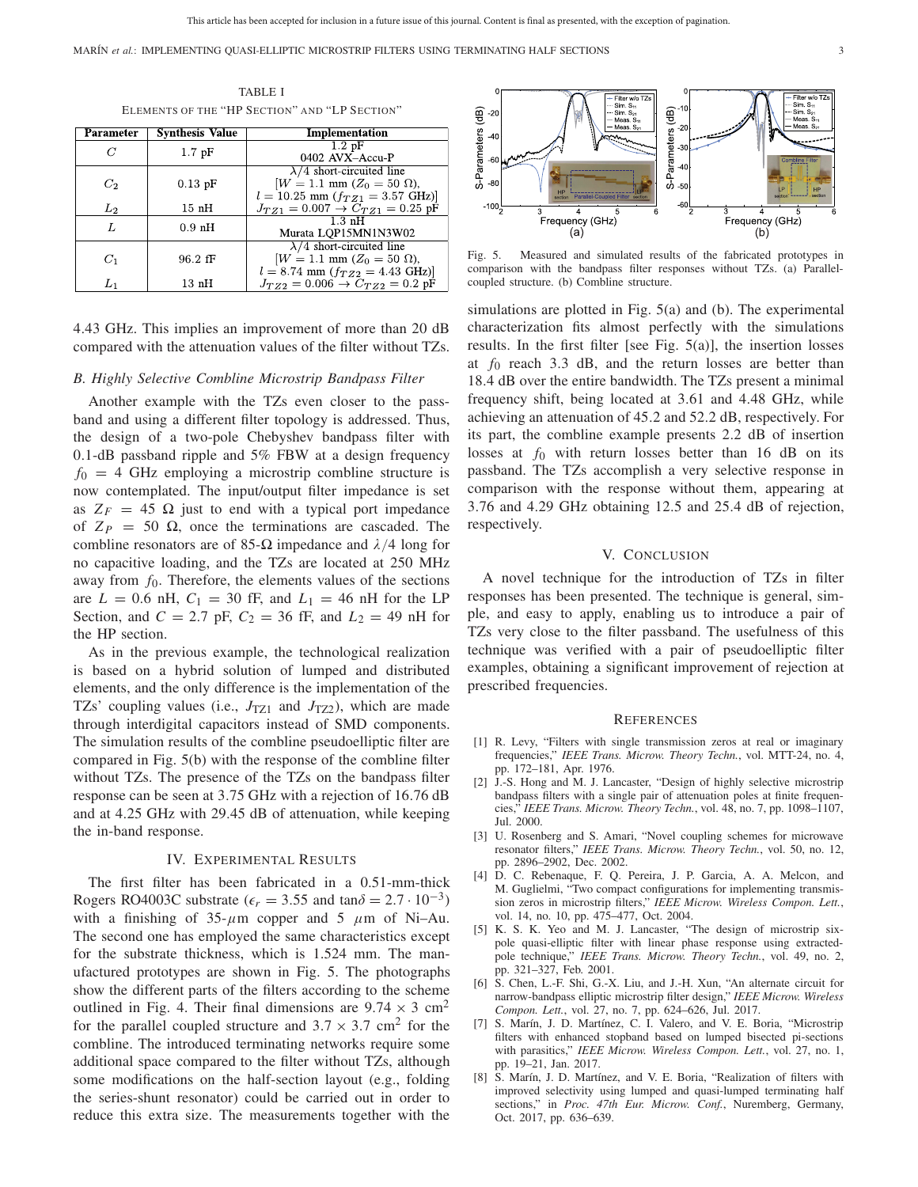TABLE I
ELEMENTS OF THE "HP SECTION" AND "LP SECTION"

| Parameter | Synthesis Value | Implementation |
|---|---|---|
| $C$ | 1.7 pF | 1.2 pF<br>0402 AVX–Accu-P |
| $C_2$ | 0.13 pF | $\lambda/4$ short-circuited line<br>$[W = 1.1$ mm $(Z_0 = 50\ \Omega)$,<br>$l = 10.25$ mm $(f_{TZ1} = 3.57$ GHz$)]$ |
| $L_2$ | 15 nH | $J_{TZ1} = 0.007 \rightarrow C_{TZ1} = 0.25$ pF |
| $L$ | 0.9 nH | 1.3 nH<br>Murata LQP15MN1N3W02 |
| $C_1$ | 96.2 fF | $\lambda/4$ short-circuited line<br>$[W = 1.1$ mm $(Z_0 = 50\ \Omega)$,<br>$l = 8.74$ mm $(f_{TZ2} = 4.43$ GHz$)]$ |
| $L_1$ | 13 nH | $J_{TZ2} = 0.006 \rightarrow C_{TZ2} = 0.2$ pF |

4.43 GHz. This implies an improvement of more than 20 dB compared with the attenuation values of the filter without TZs.

### B. Highly Selective Combline Microstrip Bandpass Filter

Another example with the TZs even closer to the passband and using a different filter topology is addressed. Thus, the design of a two-pole Chebyshev bandpass filter with 0.1-dB passband ripple and 5% FBW at a design frequency $f_0 = 4$ GHz employing a microstrip combline structure is now contemplated. The input/output filter impedance is set as $Z_F = 45\ \Omega$ just to end with a typical port impedance of $Z_P = 50\ \Omega$, once the terminations are cascaded. The combline resonators are of 85-$\Omega$ impedance and $\lambda/4$ long for no capacitive loading, and the TZs are located at 250 MHz away from $f_0$. Therefore, the elements values of the sections are $L = 0.6$ nH, $C_1 = 30$ fF, and $L_1 = 46$ nH for the LP Section, and $C = 2.7$ pF, $C_2 = 36$ fF, and $L_2 = 49$ nH for the HP section.

As in the previous example, the technological realization is based on a hybrid solution of lumped and distributed elements, and the only difference is the implementation of the TZs' coupling values (i.e., $J_{\text{TZ1}}$ and $J_{\text{TZ2}}$), which are made through interdigital capacitors instead of SMD components. The simulation results of the combline pseudoelliptic filter are compared in Fig. 5(b) with the response of the combline filter without TZs. The presence of the TZs on the bandpass filter response can be seen at 3.75 GHz with a rejection of 16.76 dB and at 4.25 GHz with 29.45 dB of attenuation, while keeping the in-band response.

## IV. Experimental Results

The first filter has been fabricated in a 0.51-mm-thick Rogers RO4003C substrate ($\epsilon_r = 3.55$ and $\tan\delta = 2.7 \cdot 10^{-3}$) with a finishing of 35-$\mu$m copper and 5 $\mu$m of Ni–Au. The second one has employed the same characteristics except for the substrate thickness, which is 1.524 mm. The manufactured prototypes are shown in Fig. 5. The photographs show the different parts of the filters according to the scheme outlined in Fig. 4. Their final dimensions are $9.74 \times 3$ cm$^2$ for the parallel coupled structure and $3.7 \times 3.7$ cm$^2$ for the combline. The introduced terminating networks require some additional space compared to the filter without TZs, although some modifications on the half-section layout (e.g., folding the series-shunt resonator) could be carried out in order to reduce this extra size. The measurements together with the simulations are plotted in Fig. 5(a) and (b). The experimental characterization fits almost perfectly with the simulations results. In the first filter [see Fig. 5(a)], the insertion losses at $f_0$ reach 3.3 dB, and the return losses are better than 18.4 dB over the entire bandwidth. The TZs present a minimal frequency shift, being located at 3.61 and 4.48 GHz, while achieving an attenuation of 45.2 and 52.2 dB, respectively. For its part, the combline example presents 2.2 dB of insertion losses at $f_0$ with return losses better than 16 dB on its passband. The TZs accomplish a very selective response in comparison with the response without them, appearing at 3.76 and 4.29 GHz obtaining 12.5 and 25.4 dB of rejection, respectively.

0
-20
-40
-60
-80
-100
S-Parameters (dB)
Frequency (GHz)
2 3 4 5 6
Filter w/o TZs
Sim. $S_{11}$
Sim. $S_{21}$
Meas. $S_{11}$
Meas. $S_{21}$
HP section
Parallel-Coupled Filter
LP section
(a)

0
-10
-20
-30
-40
-50
-60
S-Parameters (dB)
Frequency (GHz)
2 3 4 5 6
Filter w/o TZs
Sim. $S_{11}$
Sim. $S_{21}$
Meas. $S_{11}$
Meas. $S_{21}$
Combline Filter
LP section
HP section
(b)

Fig. 5. Measured and simulated results of the fabricated prototypes in comparison with the bandpass filter responses without TZs. (a) Parallel-coupled structure. (b) Combline structure.

## V. Conclusion

A novel technique for the introduction of TZs in filter responses has been presented. The technique is general, simple, and easy to apply, enabling us to introduce a pair of TZs very close to the filter passband. The usefulness of this technique was verified with a pair of pseudoelliptic filter examples, obtaining a significant improvement of rejection at prescribed frequencies.

## References

[1] R. Levy, "Filters with single transmission zeros at real or imaginary frequencies," *IEEE Trans. Microw. Theory Techn.*, vol. MTT-24, no. 4, pp. 172–181, Apr. 1976.

[2] J.-S. Hong and M. J. Lancaster, "Design of highly selective microstrip bandpass filters with a single pair of attenuation poles at finite frequencies," *IEEE Trans. Microw. Theory Techn.*, vol. 48, no. 7, pp. 1098–1107, Jul. 2000.

[3] U. Rosenberg and S. Amari, "Novel coupling schemes for microwave resonator filters," *IEEE Trans. Microw. Theory Techn.*, vol. 50, no. 12, pp. 2896–2902, Dec. 2002.

[4] D. C. Rebenaque, F. Q. Pereira, J. P. Garcia, A. A. Melcon, and M. Guglielmi, "Two compact configurations for implementing transmission zeros in microstrip filters," *IEEE Microw. Wireless Compon. Lett.*, vol. 14, no. 10, pp. 475–477, Oct. 2004.

[5] K. S. K. Yeo and M. J. Lancaster, "The design of microstrip six-pole quasi-elliptic filter with linear phase response using extracted-pole technique," *IEEE Trans. Microw. Theory Techn.*, vol. 49, no. 2, pp. 321–327, Feb. 2001.

[6] S. Chen, L.-F. Shi, G.-X. Liu, and J.-H. Xun, "An alternate circuit for narrow-bandpass elliptic microstrip filter design," *IEEE Microw. Wireless Compon. Lett.*, vol. 27, no. 7, pp. 624–626, Jul. 2017.

[7] S. Marín, J. D. Martínez, C. I. Valero, and V. E. Boria, "Microstrip filters with enhanced stopband based on lumped bisected pi-sections with parasitics," *IEEE Microw. Wireless Compon. Lett.*, vol. 27, no. 1, pp. 19–21, Jan. 2017.

[8] S. Marín, J. D. Martínez, and V. E. Boria, "Realization of filters with improved selectivity using lumped and quasi-lumped terminating half sections," in *Proc. 47th Eur. Microw. Conf.*, Nuremberg, Germany, Oct. 2017, pp. 636–639.